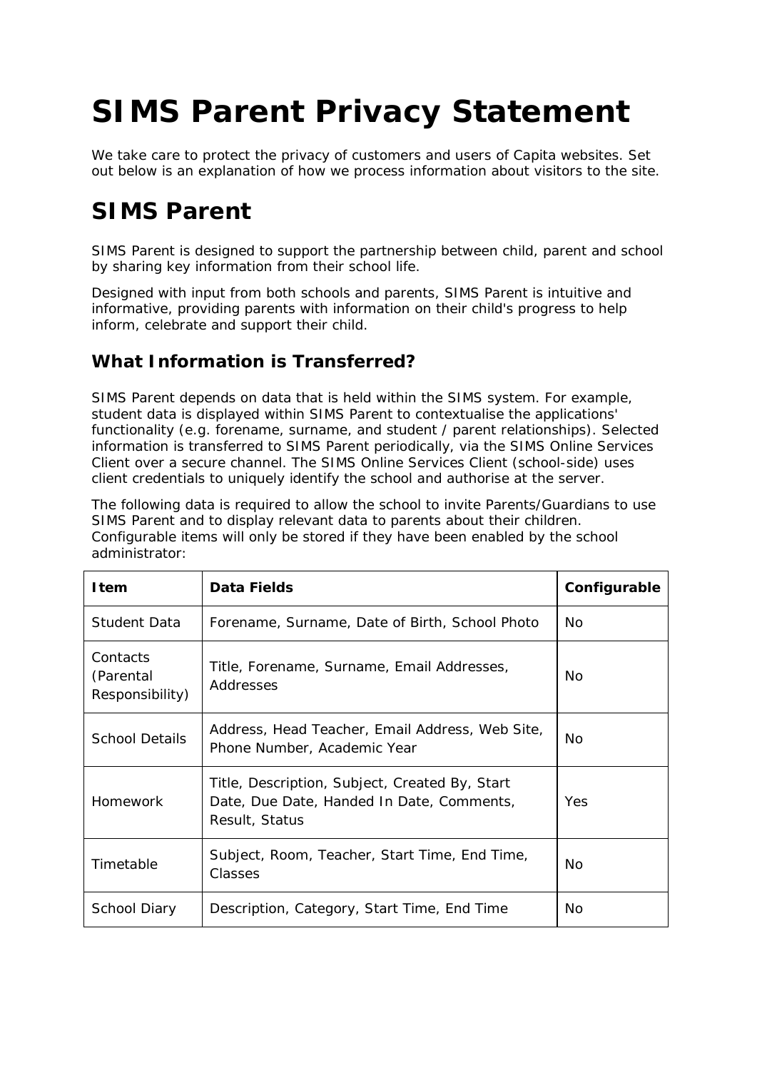# SIMS Parent Privacy Statement

We take care to protect the privacy of customers and users of Capita websites. Set out below is an explanation of how we process information about visitors to the site.

# SIMS Parent

SIMS Parent is designed to support the partnership between child, parent and school by sharing key information from their school life.

Designed with input from both schools and parents, SIMS Parent is intuitive and informative, providing parents with information on their child's progress to help inform, celebrate and support their child.

## What Information is Transferred?

SIMS Parent depends on data that is held within the SIMS system. For example, student data is displayed within SIMS Parent to contextualise the applications' functionality (e.g. forename, surname, and student / parent relationships). Selected information is transferred to SIMS Parent periodically, via the SIMS Online Services Client over a secure channel. The SIMS Online Services Client (school-side) uses client credentials to uniquely identify the school and authorise at the server.

The following data is required to allow the school to invite Parents/Guardians to use SIMS Parent and to display relevant data to parents about their children. Configurable items will only be stored if they have been enabled by the school administrator:

| Item | Data Fields | Configurable |
|---|---|---|
| Student Data | Forename, Surname, Date of Birth, School Photo | No |
| Contacts (Parental Responsibility) | Title, Forename, Surname, Email Addresses, Addresses | No |
| School Details | Address, Head Teacher, Email Address, Web Site, Phone Number, Academic Year | No |
| Homework | Title, Description, Subject, Created By, Start Date, Due Date, Handed In Date, Comments, Result, Status | Yes |
| Timetable | Subject, Room, Teacher, Start Time, End Time, Classes | No |
| School Diary | Description, Category, Start Time, End Time | No |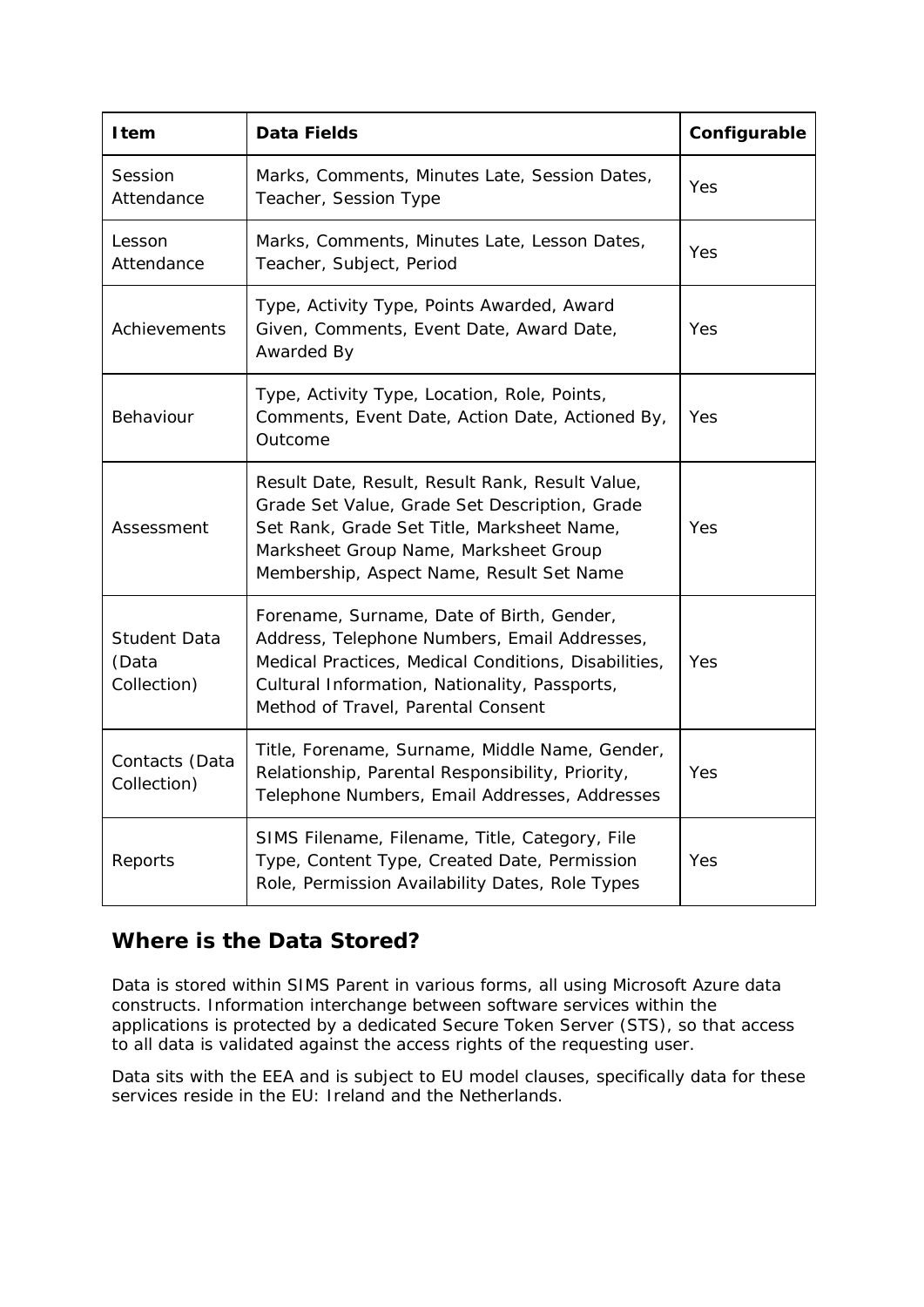| Item | Data Fields | Configurable |
| --- | --- | --- |
| Session Attendance | Marks, Comments, Minutes Late, Session Dates, Teacher, Session Type | Yes |
| Lesson Attendance | Marks, Comments, Minutes Late, Lesson Dates, Teacher, Subject, Period | Yes |
| Achievements | Type, Activity Type, Points Awarded, Award Given, Comments, Event Date, Award Date, Awarded By | Yes |
| Behaviour | Type, Activity Type, Location, Role, Points, Comments, Event Date, Action Date, Actioned By, Outcome | Yes |
| Assessment | Result Date, Result, Result Rank, Result Value, Grade Set Value, Grade Set Description, Grade Set Rank, Grade Set Title, Marksheet Name, Marksheet Group Name, Marksheet Group Membership, Aspect Name, Result Set Name | Yes |
| Student Data (Data Collection) | Forename, Surname, Date of Birth, Gender, Address, Telephone Numbers, Email Addresses, Medical Practices, Medical Conditions, Disabilities, Cultural Information, Nationality, Passports, Method of Travel, Parental Consent | Yes |
| Contacts (Data Collection) | Title, Forename, Surname, Middle Name, Gender, Relationship, Parental Responsibility, Priority, Telephone Numbers, Email Addresses, Addresses | Yes |
| Reports | SIMS Filename, Filename, Title, Category, File Type, Content Type, Created Date, Permission Role, Permission Availability Dates, Role Types | Yes |

## Where is the Data Stored?

Data is stored within SIMS Parent in various forms, all using Microsoft Azure data constructs. Information interchange between software services within the applications is protected by a dedicated Secure Token Server (STS), so that access to all data is validated against the access rights of the requesting user.

Data sits with the EEA and is subject to EU model clauses, specifically data for these services reside in the EU: Ireland and the Netherlands.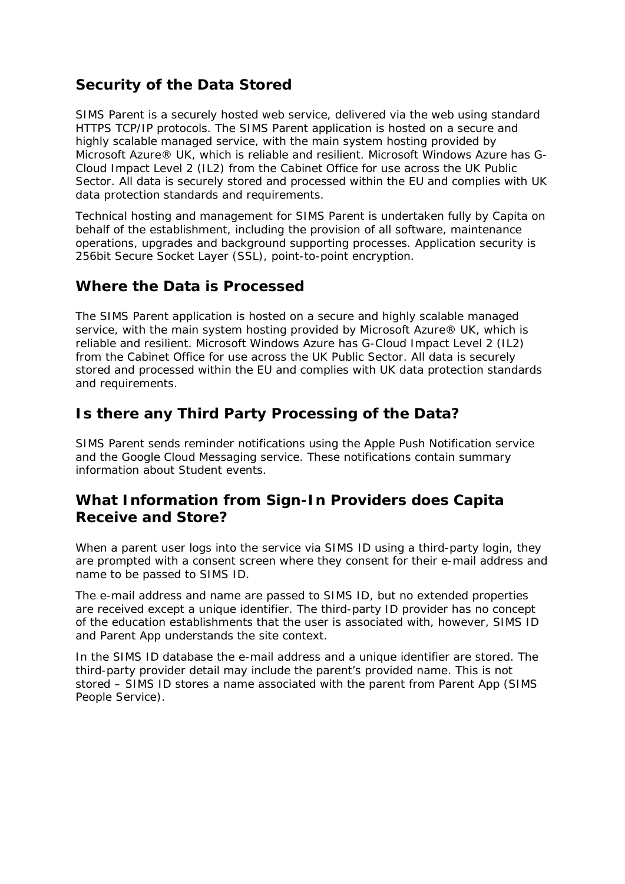## Security of the Data Stored

SIMS Parent is a securely hosted web service, delivered via the web using standard HTTPS TCP/IP protocols. The SIMS Parent application is hosted on a secure and highly scalable managed service, with the main system hosting provided by Microsoft Azure® UK, which is reliable and resilient. Microsoft Windows Azure has G-Cloud Impact Level 2 (IL2) from the Cabinet Office for use across the UK Public Sector. All data is securely stored and processed within the EU and complies with UK data protection standards and requirements.

Technical hosting and management for SIMS Parent is undertaken fully by Capita on behalf of the establishment, including the provision of all software, maintenance operations, upgrades and background supporting processes. Application security is 256bit Secure Socket Layer (SSL), point-to-point encryption.

## Where the Data is Processed

The SIMS Parent application is hosted on a secure and highly scalable managed service, with the main system hosting provided by Microsoft Azure® UK, which is reliable and resilient. Microsoft Windows Azure has G-Cloud Impact Level 2 (IL2) from the Cabinet Office for use across the UK Public Sector. All data is securely stored and processed within the EU and complies with UK data protection standards and requirements.

## Is there any Third Party Processing of the Data?

SIMS Parent sends reminder notifications using the Apple Push Notification service and the Google Cloud Messaging service. These notifications contain summary information about Student events.

## What Information from Sign-In Providers does Capita Receive and Store?

When a parent user logs into the service via SIMS ID using a third-party login, they are prompted with a consent screen where they consent for their e-mail address and name to be passed to SIMS ID.

The e-mail address and name are passed to SIMS ID, but no extended properties are received except a unique identifier. The third-party ID provider has no concept of the education establishments that the user is associated with, however, SIMS ID and Parent App understands the site context.

In the SIMS ID database the e-mail address and a unique identifier are stored. The third-party provider detail may include the parent's provided name. This is not stored – SIMS ID stores a name associated with the parent from Parent App (SIMS People Service).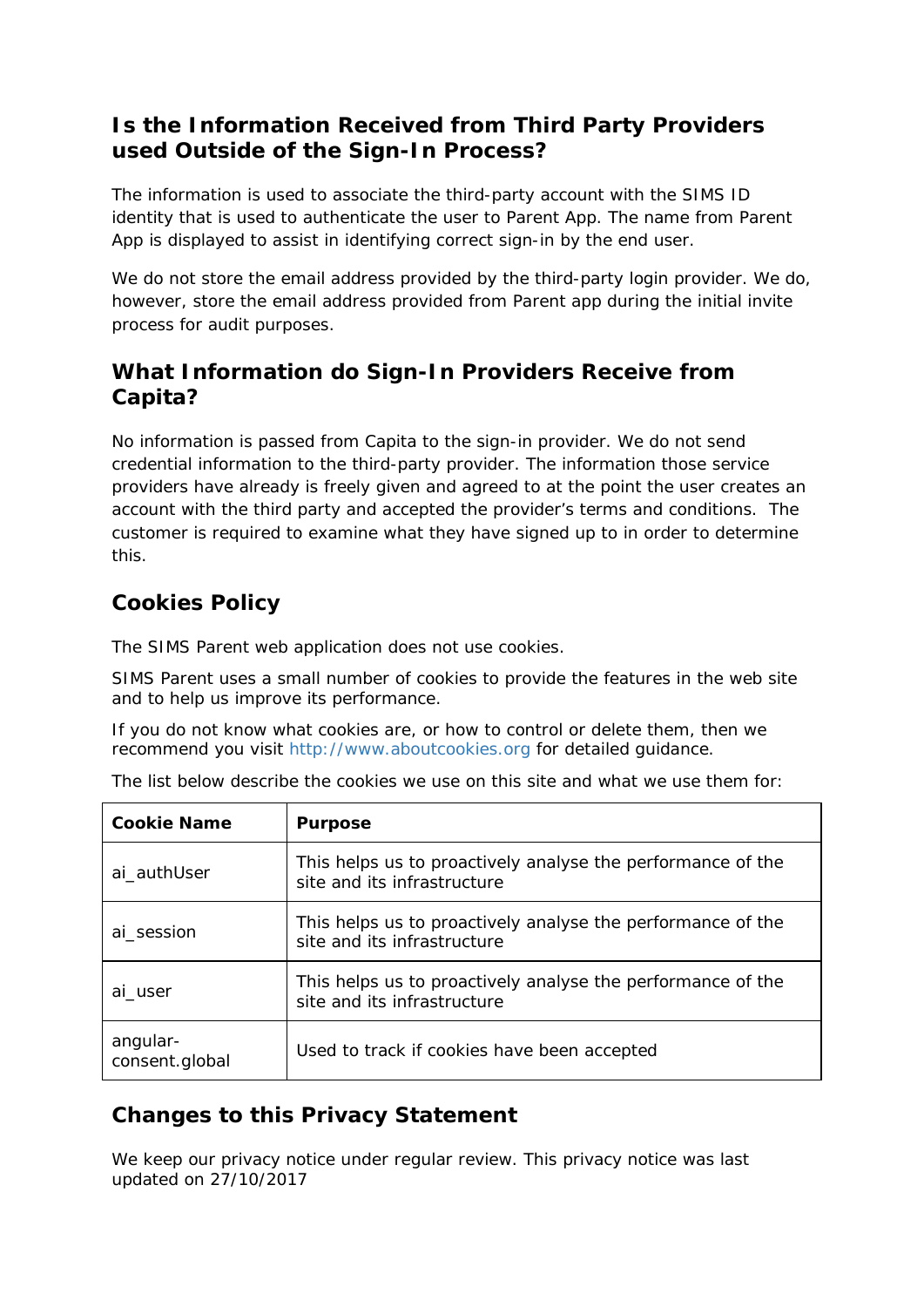## Is the Information Received from Third Party Providers used Outside of the Sign-In Process?

The information is used to associate the third-party account with the SIMS ID identity that is used to authenticate the user to Parent App. The name from Parent App is displayed to assist in identifying correct sign-in by the end user.

We do not store the email address provided by the third-party login provider. We do, however, store the email address provided from Parent app during the initial invite process for audit purposes.

## What Information do Sign-In Providers Receive from Capita?

No information is passed from Capita to the sign-in provider. We do not send credential information to the third-party provider. The information those service providers have already is freely given and agreed to at the point the user creates an account with the third party and accepted the provider's terms and conditions. The customer is required to examine what they have signed up to in order to determine this.

## Cookies Policy

The SIMS Parent web application does not use cookies.

SIMS Parent uses a small number of cookies to provide the features in the web site and to help us improve its performance.

If you do not know what cookies are, or how to control or delete them, then we recommend you visit http://www.aboutcookies.org for detailed guidance.

The list below describe the cookies we use on this site and what we use them for:

| Cookie Name | Purpose |
|---|---|
| ai_authUser | This helps us to proactively analyse the performance of the site and its infrastructure |
| ai_session | This helps us to proactively analyse the performance of the site and its infrastructure |
| ai_user | This helps us to proactively analyse the performance of the site and its infrastructure |
| angular-consent.global | Used to track if cookies have been accepted |

## Changes to this Privacy Statement

We keep our privacy notice under regular review. This privacy notice was last updated on 27/10/2017